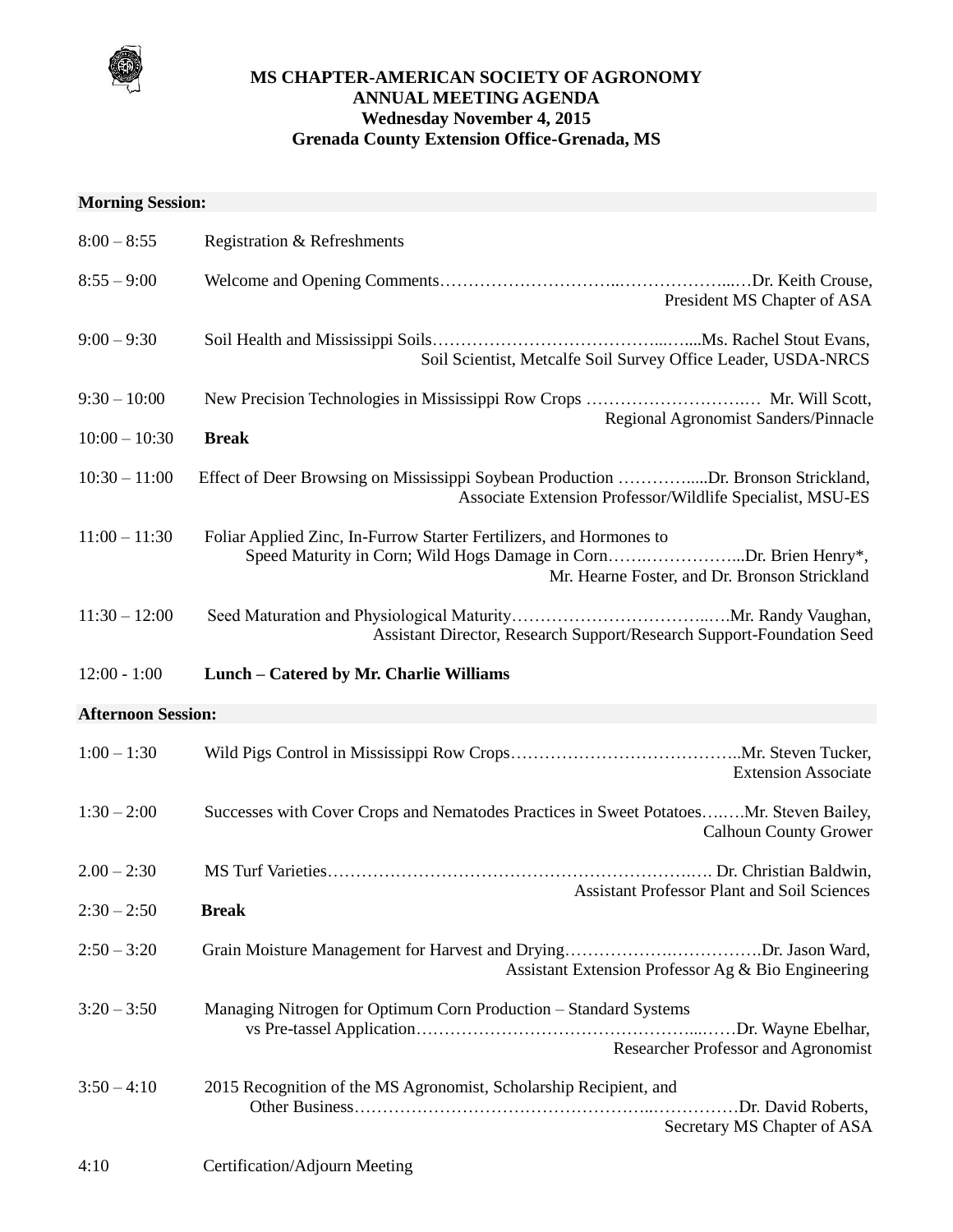# MS CHAPTER-AMERICAN SOCIETY OF AGRONOMY
## ANNUAL MEETING AGENDA
### Wednesday November 4, 2015
### Grenada County Extension Office-Grenada, MS

**Morning Session:**

8:00 – 8:55 Registration & Refreshments

8:55 – 9:00 Welcome and Opening Comments…………………………..………………...…Dr. Keith Crouse, President MS Chapter of ASA

9:00 – 9:30 Soil Health and Mississippi Soils………………………………...…....Ms. Rachel Stout Evans, Soil Scientist, Metcalfe Soil Survey Office Leader, USDA-NRCS

9:30 – 10:00 New Precision Technologies in Mississippi Row Crops ……………………….… Mr. Will Scott, Regional Agronomist Sanders/Pinnacle

10:00 – 10:30 **Break**

10:30 – 11:00 Effect of Deer Browsing on Mississippi Soybean Production …………....Dr. Bronson Strickland, Associate Extension Professor/Wildlife Specialist, MSU-ES

11:00 – 11:30 Foliar Applied Zinc, In-Furrow Starter Fertilizers, and Hormones to Speed Maturity in Corn; Wild Hogs Damage in Corn…….……………...Dr. Brien Henry*, Mr. Hearne Foster, and Dr. Bronson Strickland

11:30 – 12:00 Seed Maturation and Physiological Maturity……………………………..….Mr. Randy Vaughan, Assistant Director, Research Support/Research Support-Foundation Seed

12:00 - 1:00 **Lunch – Catered by Mr. Charlie Williams**

**Afternoon Session:**

1:00 – 1:30 Wild Pigs Control in Mississippi Row Crops…………………………………..Mr. Steven Tucker, Extension Associate

1:30 – 2:00 Successes with Cover Crops and Nematodes Practices in Sweet Potatoes….….Mr. Steven Bailey, Calhoun County Grower

2.00 – 2:30 MS Turf Varieties…………………………………………………….…. Dr. Christian Baldwin, Assistant Professor Plant and Soil Sciences

2:30 – 2:50 **Break**

2:50 – 3:20 Grain Moisture Management for Harvest and Drying……………….…………….Dr. Jason Ward, Assistant Extension Professor Ag & Bio Engineering

3:20 – 3:50 Managing Nitrogen for Optimum Corn Production – Standard Systems vs Pre-tassel Application……………………………………………...……Dr. Wayne Ebelhar, Researcher Professor and Agronomist

3:50 – 4:10 2015 Recognition of the MS Agronomist, Scholarship Recipient, and Other Business……………………………………………..……………Dr. David Roberts, Secretary MS Chapter of ASA

4:10 Certification/Adjourn Meeting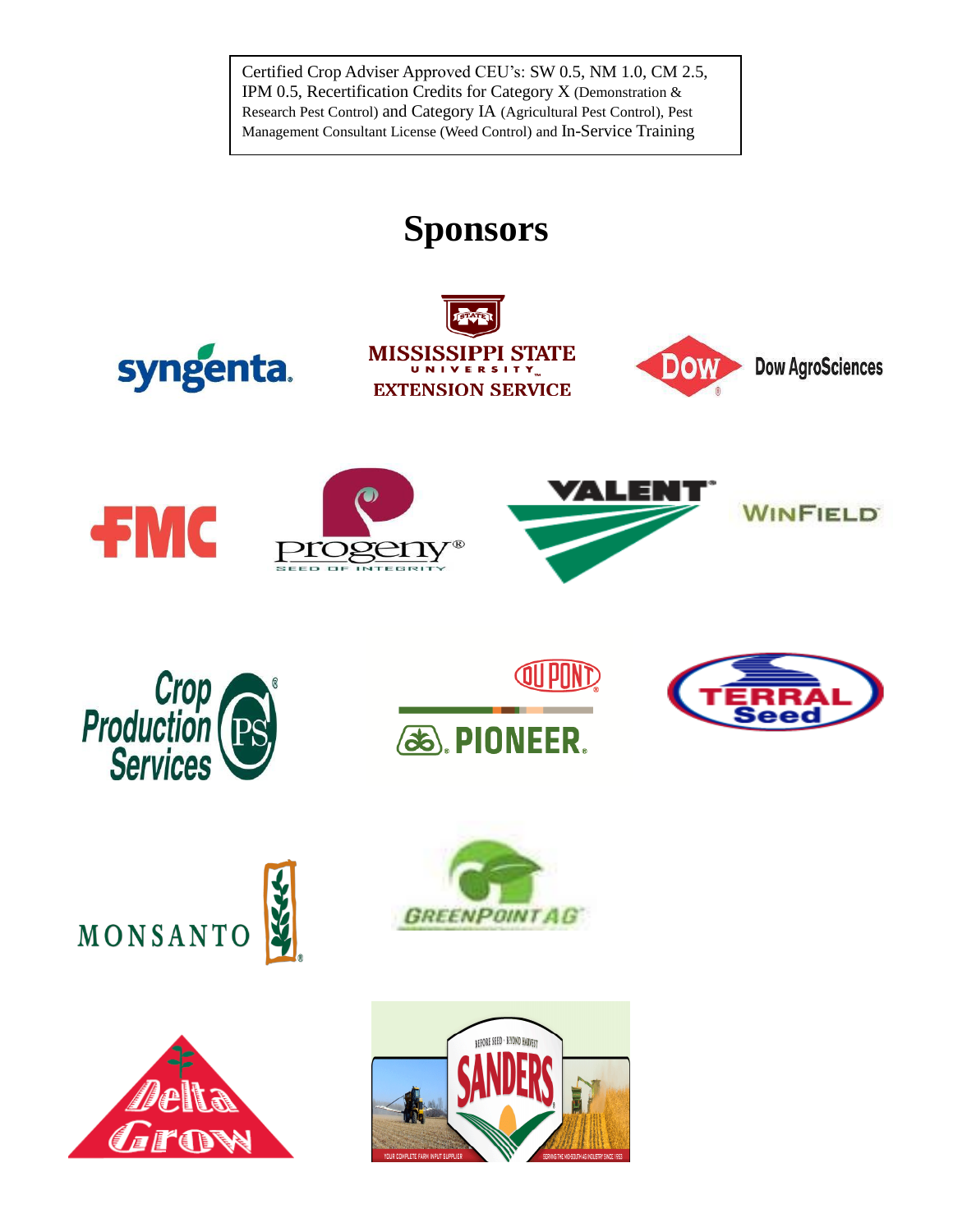Certified Crop Adviser Approved CEU's: SW 0.5, NM 1.0, CM 2.5, IPM 0.5, Recertification Credits for Category X (Demonstration & Research Pest Control) and Category IA (Agricultural Pest Control), Pest Management Consultant License (Weed Control) and In-Service Training

# Sponsors